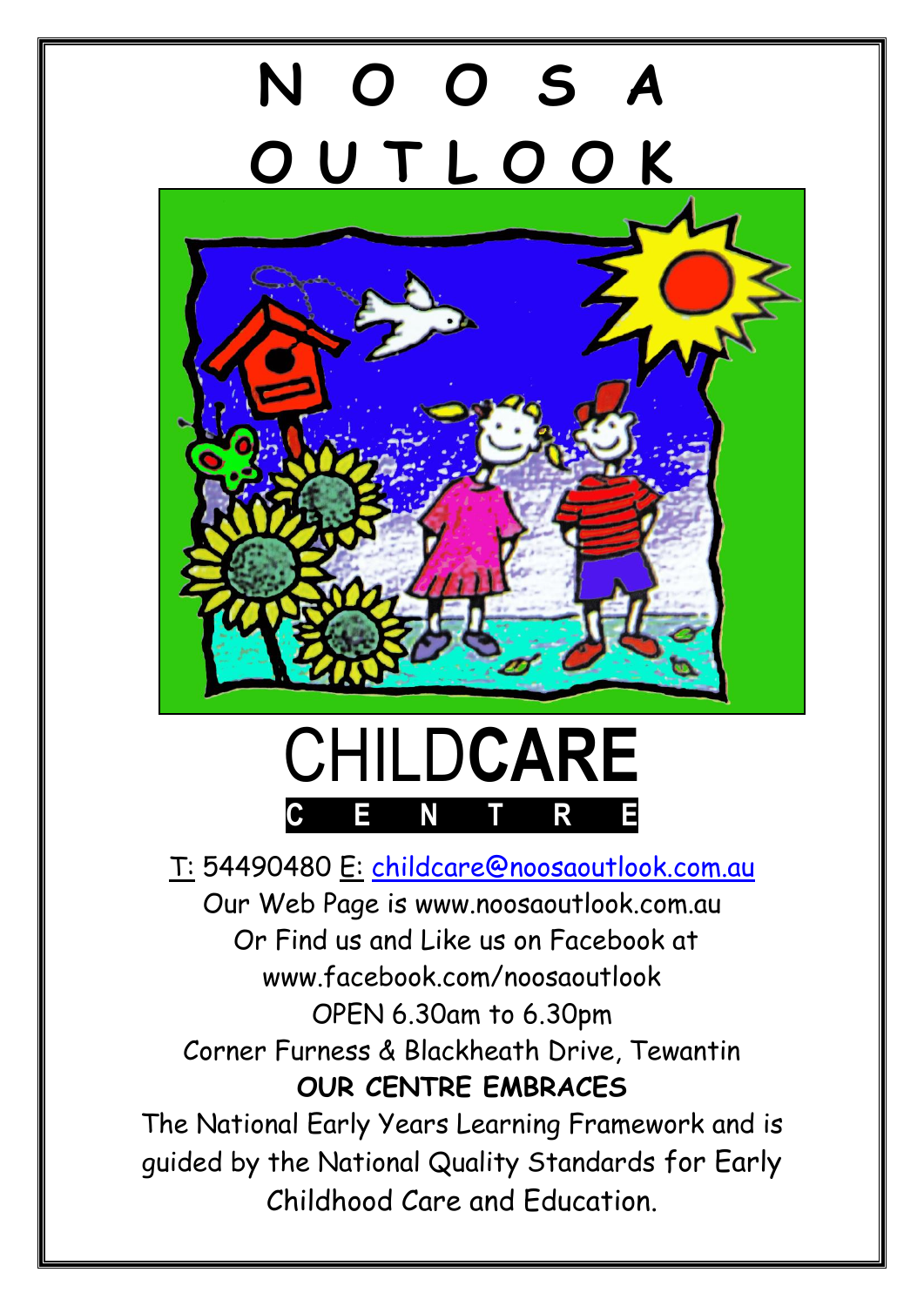# N O O S A O U T L O O K

# CHILD**CARE**

**C E N T R E**

T: 54490480 E: childcare@noosaoutlook.com.au

Our Web Page is www.noosaoutlook.com.au

Or Find us and Like us on Facebook at www.facebook.com/noosaoutlook

OPEN 6.30am to 6.30pm

Corner Furness & Blackheath Drive, Tewantin

**OUR CENTRE EMBRACES**

The National Early Years Learning Framework and is guided by the National Quality Standards for Early Childhood Care and Education.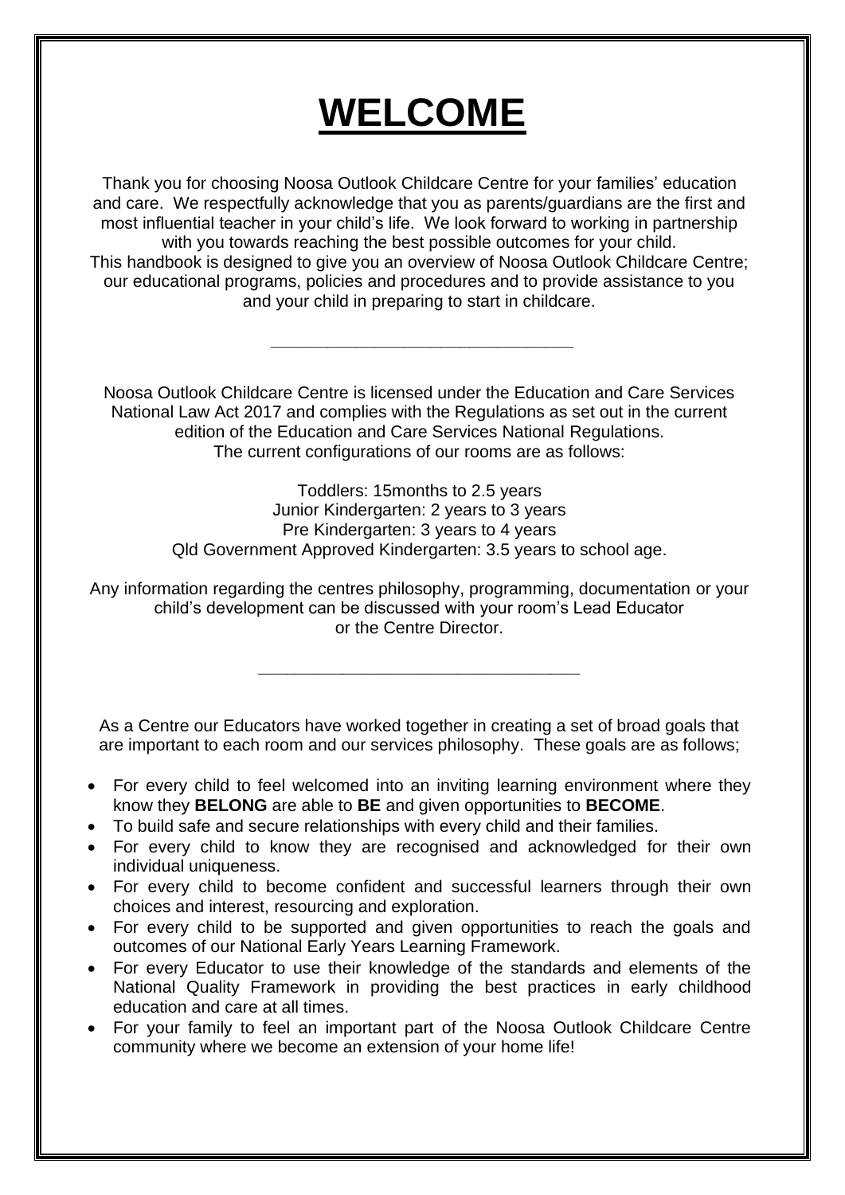# WELCOME

Thank you for choosing Noosa Outlook Childcare Centre for your families' education and care. We respectfully acknowledge that you as parents/guardians are the first and most influential teacher in your child's life. We look forward to working in partnership with you towards reaching the best possible outcomes for your child.
This handbook is designed to give you an overview of Noosa Outlook Childcare Centre; our educational programs, policies and procedures and to provide assistance to you and your child in preparing to start in childcare.

---

Noosa Outlook Childcare Centre is licensed under the Education and Care Services National Law Act 2017 and complies with the Regulations as set out in the current edition of the Education and Care Services National Regulations.
The current configurations of our rooms are as follows:

Toddlers: 15months to 2.5 years
Junior Kindergarten: 2 years to 3 years
Pre Kindergarten: 3 years to 4 years
Qld Government Approved Kindergarten: 3.5 years to school age.

Any information regarding the centres philosophy, programming, documentation or your child's development can be discussed with your room's Lead Educator or the Centre Director.

---

As a Centre our Educators have worked together in creating a set of broad goals that are important to each room and our services philosophy. These goals are as follows;

- For every child to feel welcomed into an inviting learning environment where they know they **BELONG** are able to **BE** and given opportunities to **BECOME**.
- To build safe and secure relationships with every child and their families.
- For every child to know they are recognised and acknowledged for their own individual uniqueness.
- For every child to become confident and successful learners through their own choices and interest, resourcing and exploration.
- For every child to be supported and given opportunities to reach the goals and outcomes of our National Early Years Learning Framework.
- For every Educator to use their knowledge of the standards and elements of the National Quality Framework in providing the best practices in early childhood education and care at all times.
- For your family to feel an important part of the Noosa Outlook Childcare Centre community where we become an extension of your home life!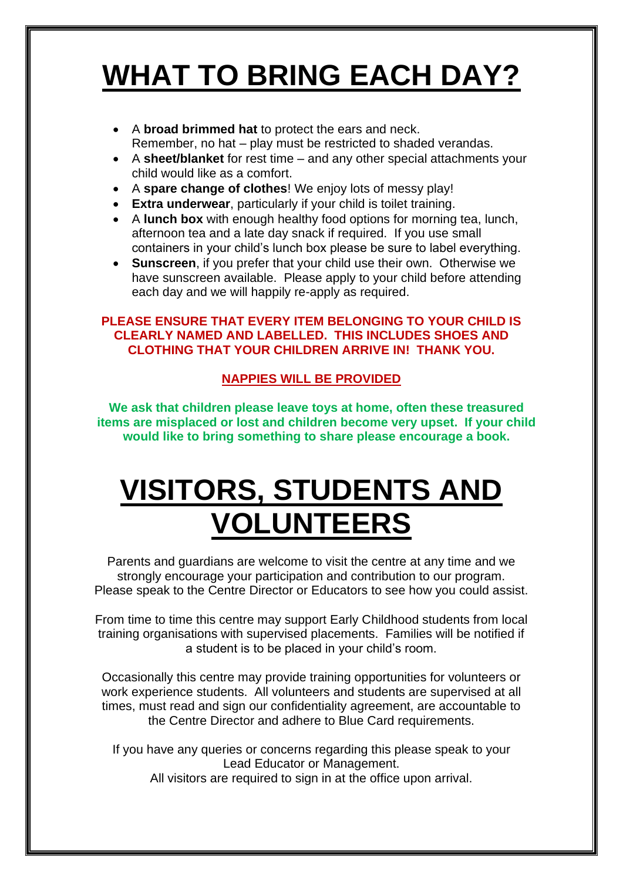# WHAT TO BRING EACH DAY?

- A **broad brimmed hat** to protect the ears and neck.
  Remember, no hat – play must be restricted to shaded verandas.
- A **sheet/blanket** for rest time – and any other special attachments your child would like as a comfort.
- A **spare change of clothes**! We enjoy lots of messy play!
- **Extra underwear**, particularly if your child is toilet training.
- A **lunch box** with enough healthy food options for morning tea, lunch, afternoon tea and a late day snack if required. If you use small containers in your child's lunch box please be sure to label everything.
- **Sunscreen**, if you prefer that your child use their own. Otherwise we have sunscreen available. Please apply to your child before attending each day and we will happily re-apply as required.

**PLEASE ENSURE THAT EVERY ITEM BELONGING TO YOUR CHILD IS CLEARLY NAMED AND LABELLED. THIS INCLUDES SHOES AND CLOTHING THAT YOUR CHILDREN ARRIVE IN! THANK YOU.**

**NAPPIES WILL BE PROVIDED**

**We ask that children please leave toys at home, often these treasured items are misplaced or lost and children become very upset. If your child would like to bring something to share please encourage a book.**

# VISITORS, STUDENTS AND VOLUNTEERS

Parents and guardians are welcome to visit the centre at any time and we strongly encourage your participation and contribution to our program. Please speak to the Centre Director or Educators to see how you could assist.

From time to time this centre may support Early Childhood students from local training organisations with supervised placements. Families will be notified if a student is to be placed in your child's room.

Occasionally this centre may provide training opportunities for volunteers or work experience students. All volunteers and students are supervised at all times, must read and sign our confidentiality agreement, are accountable to the Centre Director and adhere to Blue Card requirements.

If you have any queries or concerns regarding this please speak to your Lead Educator or Management.
All visitors are required to sign in at the office upon arrival.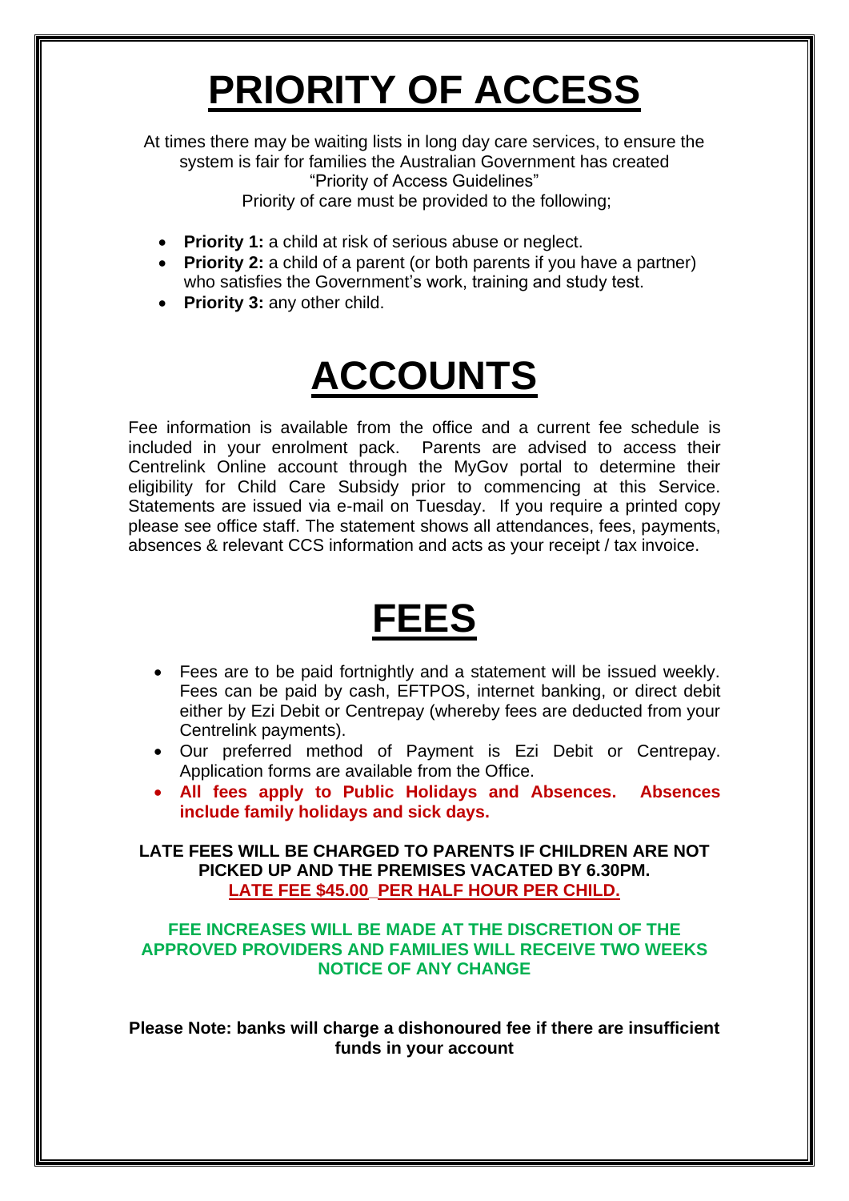# PRIORITY OF ACCESS

At times there may be waiting lists in long day care services, to ensure the system is fair for families the Australian Government has created "Priority of Access Guidelines"
Priority of care must be provided to the following;

- **Priority 1:** a child at risk of serious abuse or neglect.
- **Priority 2:** a child of a parent (or both parents if you have a partner) who satisfies the Government's work, training and study test.
- **Priority 3:** any other child.

# ACCOUNTS

Fee information is available from the office and a current fee schedule is included in your enrolment pack. Parents are advised to access their Centrelink Online account through the MyGov portal to determine their eligibility for Child Care Subsidy prior to commencing at this Service. Statements are issued via e-mail on Tuesday. If you require a printed copy please see office staff. The statement shows all attendances, fees, payments, absences & relevant CCS information and acts as your receipt / tax invoice.

# FEES

- Fees are to be paid fortnightly and a statement will be issued weekly. Fees can be paid by cash, EFTPOS, internet banking, or direct debit either by Ezi Debit or Centrepay (whereby fees are deducted from your Centrelink payments).
- Our preferred method of Payment is Ezi Debit or Centrepay. Application forms are available from the Office.
- **All fees apply to Public Holidays and Absences. Absences include family holidays and sick days.**

**LATE FEES WILL BE CHARGED TO PARENTS IF CHILDREN ARE NOT PICKED UP AND THE PREMISES VACATED BY 6.30PM.**
**LATE FEE $45.00 PER HALF HOUR PER CHILD.**

**FEE INCREASES WILL BE MADE AT THE DISCRETION OF THE APPROVED PROVIDERS AND FAMILIES WILL RECEIVE TWO WEEKS NOTICE OF ANY CHANGE**

**Please Note: banks will charge a dishonoured fee if there are insufficient funds in your account**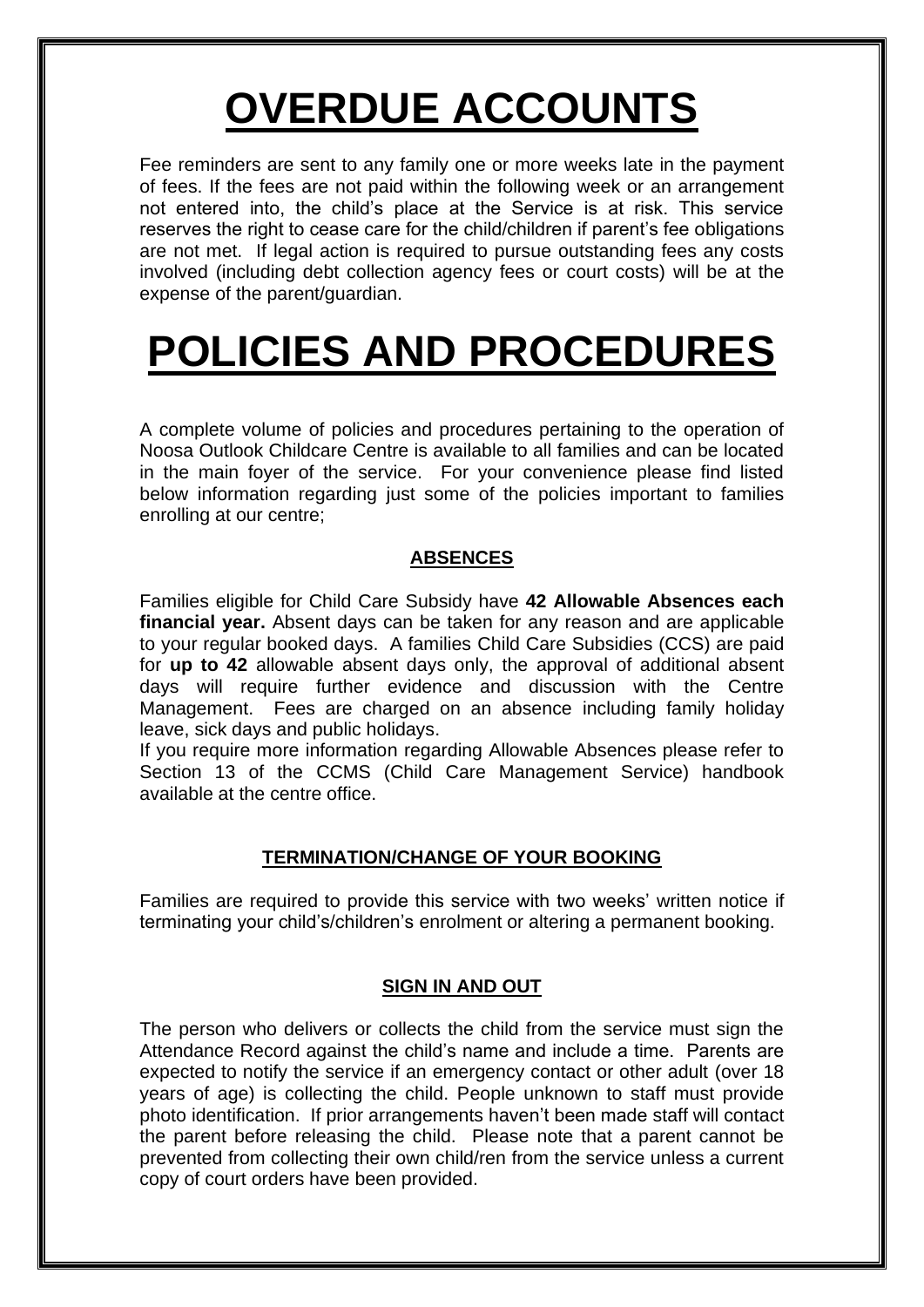# OVERDUE ACCOUNTS

Fee reminders are sent to any family one or more weeks late in the payment of fees. If the fees are not paid within the following week or an arrangement not entered into, the child's place at the Service is at risk. This service reserves the right to cease care for the child/children if parent's fee obligations are not met. If legal action is required to pursue outstanding fees any costs involved (including debt collection agency fees or court costs) will be at the expense of the parent/guardian.

# POLICIES AND PROCEDURES

A complete volume of policies and procedures pertaining to the operation of Noosa Outlook Childcare Centre is available to all families and can be located in the main foyer of the service. For your convenience please find listed below information regarding just some of the policies important to families enrolling at our centre;

## ABSENCES

Families eligible for Child Care Subsidy have **42 Allowable Absences each financial year.** Absent days can be taken for any reason and are applicable to your regular booked days. A families Child Care Subsidies (CCS) are paid for **up to 42** allowable absent days only, the approval of additional absent days will require further evidence and discussion with the Centre Management. Fees are charged on an absence including family holiday leave, sick days and public holidays.

If you require more information regarding Allowable Absences please refer to Section 13 of the CCMS (Child Care Management Service) handbook available at the centre office.

## TERMINATION/CHANGE OF YOUR BOOKING

Families are required to provide this service with two weeks' written notice if terminating your child's/children's enrolment or altering a permanent booking.

## SIGN IN AND OUT

The person who delivers or collects the child from the service must sign the Attendance Record against the child's name and include a time. Parents are expected to notify the service if an emergency contact or other adult (over 18 years of age) is collecting the child. People unknown to staff must provide photo identification. If prior arrangements haven't been made staff will contact the parent before releasing the child. Please note that a parent cannot be prevented from collecting their own child/ren from the service unless a current copy of court orders have been provided.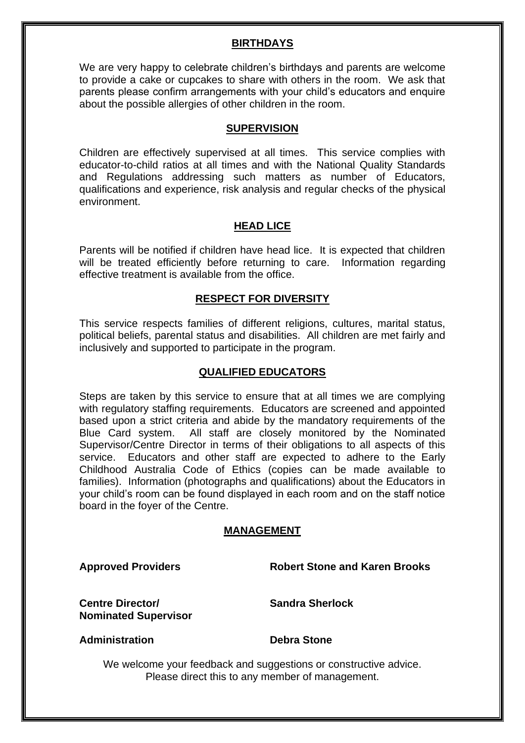## BIRTHDAYS

We are very happy to celebrate children's birthdays and parents are welcome to provide a cake or cupcakes to share with others in the room. We ask that parents please confirm arrangements with your child's educators and enquire about the possible allergies of other children in the room.

## SUPERVISION

Children are effectively supervised at all times. This service complies with educator-to-child ratios at all times and with the National Quality Standards and Regulations addressing such matters as number of Educators, qualifications and experience, risk analysis and regular checks of the physical environment.

## HEAD LICE

Parents will be notified if children have head lice. It is expected that children will be treated efficiently before returning to care. Information regarding effective treatment is available from the office.

## RESPECT FOR DIVERSITY

This service respects families of different religions, cultures, marital status, political beliefs, parental status and disabilities. All children are met fairly and inclusively and supported to participate in the program.

## QUALIFIED EDUCATORS

Steps are taken by this service to ensure that at all times we are complying with regulatory staffing requirements. Educators are screened and appointed based upon a strict criteria and abide by the mandatory requirements of the Blue Card system. All staff are closely monitored by the Nominated Supervisor/Centre Director in terms of their obligations to all aspects of this service. Educators and other staff are expected to adhere to the Early Childhood Australia Code of Ethics (copies can be made available to families). Information (photographs and qualifications) about the Educators in your child's room can be found displayed in each room and on the staff notice board in the foyer of the Centre.

## MANAGEMENT

| | |
|---|---|
| **Approved Providers** | **Robert Stone and Karen Brooks** |
| **Centre Director/ Nominated Supervisor** | **Sandra Sherlock** |
| **Administration** | **Debra Stone** |

We welcome your feedback and suggestions or constructive advice.
Please direct this to any member of management.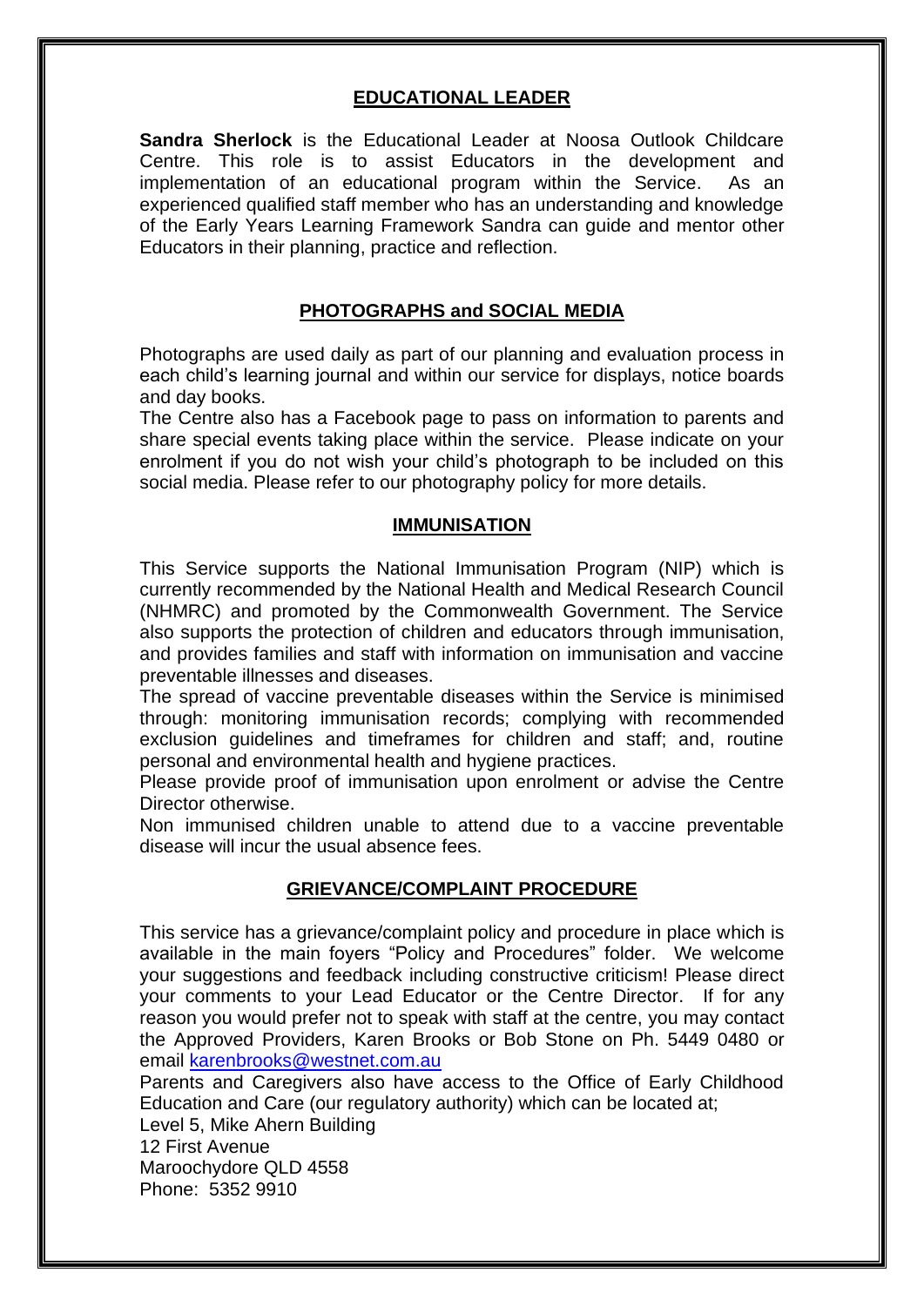## EDUCATIONAL LEADER

**Sandra Sherlock** is the Educational Leader at Noosa Outlook Childcare Centre. This role is to assist Educators in the development and implementation of an educational program within the Service. As an experienced qualified staff member who has an understanding and knowledge of the Early Years Learning Framework Sandra can guide and mentor other Educators in their planning, practice and reflection.

## PHOTOGRAPHS and SOCIAL MEDIA

Photographs are used daily as part of our planning and evaluation process in each child's learning journal and within our service for displays, notice boards and day books.

The Centre also has a Facebook page to pass on information to parents and share special events taking place within the service. Please indicate on your enrolment if you do not wish your child's photograph to be included on this social media. Please refer to our photography policy for more details.

## IMMUNISATION

This Service supports the National Immunisation Program (NIP) which is currently recommended by the National Health and Medical Research Council (NHMRC) and promoted by the Commonwealth Government. The Service also supports the protection of children and educators through immunisation, and provides families and staff with information on immunisation and vaccine preventable illnesses and diseases.

The spread of vaccine preventable diseases within the Service is minimised through: monitoring immunisation records; complying with recommended exclusion guidelines and timeframes for children and staff; and, routine personal and environmental health and hygiene practices.

Please provide proof of immunisation upon enrolment or advise the Centre Director otherwise.

Non immunised children unable to attend due to a vaccine preventable disease will incur the usual absence fees.

## GRIEVANCE/COMPLAINT PROCEDURE

This service has a grievance/complaint policy and procedure in place which is available in the main foyers "Policy and Procedures" folder. We welcome your suggestions and feedback including constructive criticism! Please direct your comments to your Lead Educator or the Centre Director. If for any reason you would prefer not to speak with staff at the centre, you may contact the Approved Providers, Karen Brooks or Bob Stone on Ph. 5449 0480 or email karenbrooks@westnet.com.au

Parents and Caregivers also have access to the Office of Early Childhood Education and Care (our regulatory authority) which can be located at;

Level 5, Mike Ahern Building
12 First Avenue
Maroochydore QLD 4558
Phone: 5352 9910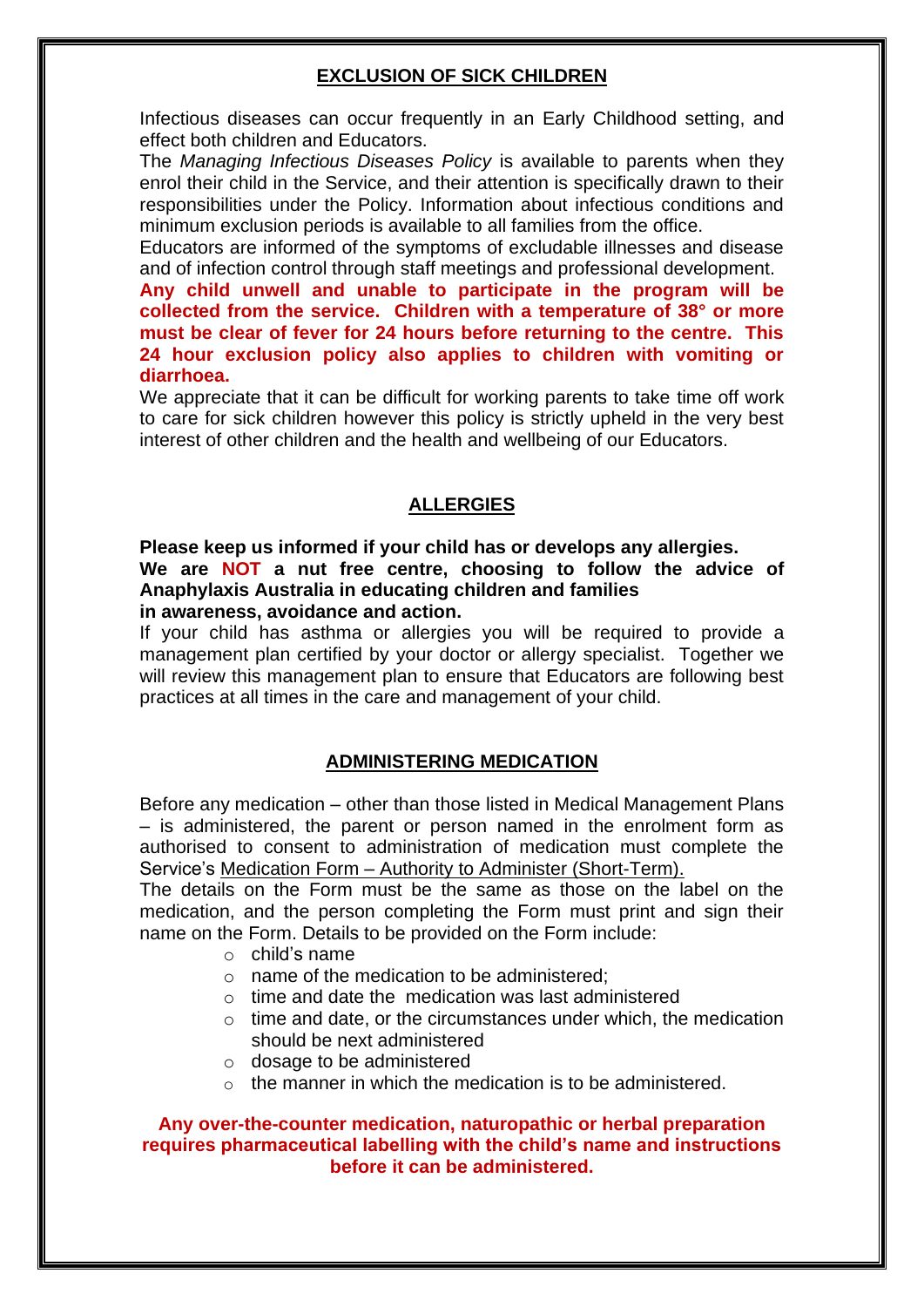## EXCLUSION OF SICK CHILDREN

Infectious diseases can occur frequently in an Early Childhood setting, and effect both children and Educators.

The *Managing Infectious Diseases Policy* is available to parents when they enrol their child in the Service, and their attention is specifically drawn to their responsibilities under the Policy. Information about infectious conditions and minimum exclusion periods is available to all families from the office.

Educators are informed of the symptoms of excludable illnesses and disease and of infection control through staff meetings and professional development.

**Any child unwell and unable to participate in the program will be collected from the service. Children with a temperature of 38° or more must be clear of fever for 24 hours before returning to the centre. This 24 hour exclusion policy also applies to children with vomiting or diarrhoea.**

We appreciate that it can be difficult for working parents to take time off work to care for sick children however this policy is strictly upheld in the very best interest of other children and the health and wellbeing of our Educators.

## ALLERGIES

**Please keep us informed if your child has or develops any allergies.**
**We are NOT a nut free centre, choosing to follow the advice of Anaphylaxis Australia in educating children and families in awareness, avoidance and action.**

If your child has asthma or allergies you will be required to provide a management plan certified by your doctor or allergy specialist. Together we will review this management plan to ensure that Educators are following best practices at all times in the care and management of your child.

## ADMINISTERING MEDICATION

Before any medication – other than those listed in Medical Management Plans – is administered, the parent or person named in the enrolment form as authorised to consent to administration of medication must complete the Service's Medication Form – Authority to Administer (Short-Term).

The details on the Form must be the same as those on the label on the medication, and the person completing the Form must print and sign their name on the Form. Details to be provided on the Form include:

- child's name
- name of the medication to be administered;
- time and date the medication was last administered
- time and date, or the circumstances under which, the medication should be next administered
- dosage to be administered
- the manner in which the medication is to be administered.

**Any over-the-counter medication, naturopathic or herbal preparation requires pharmaceutical labelling with the child's name and instructions before it can be administered.**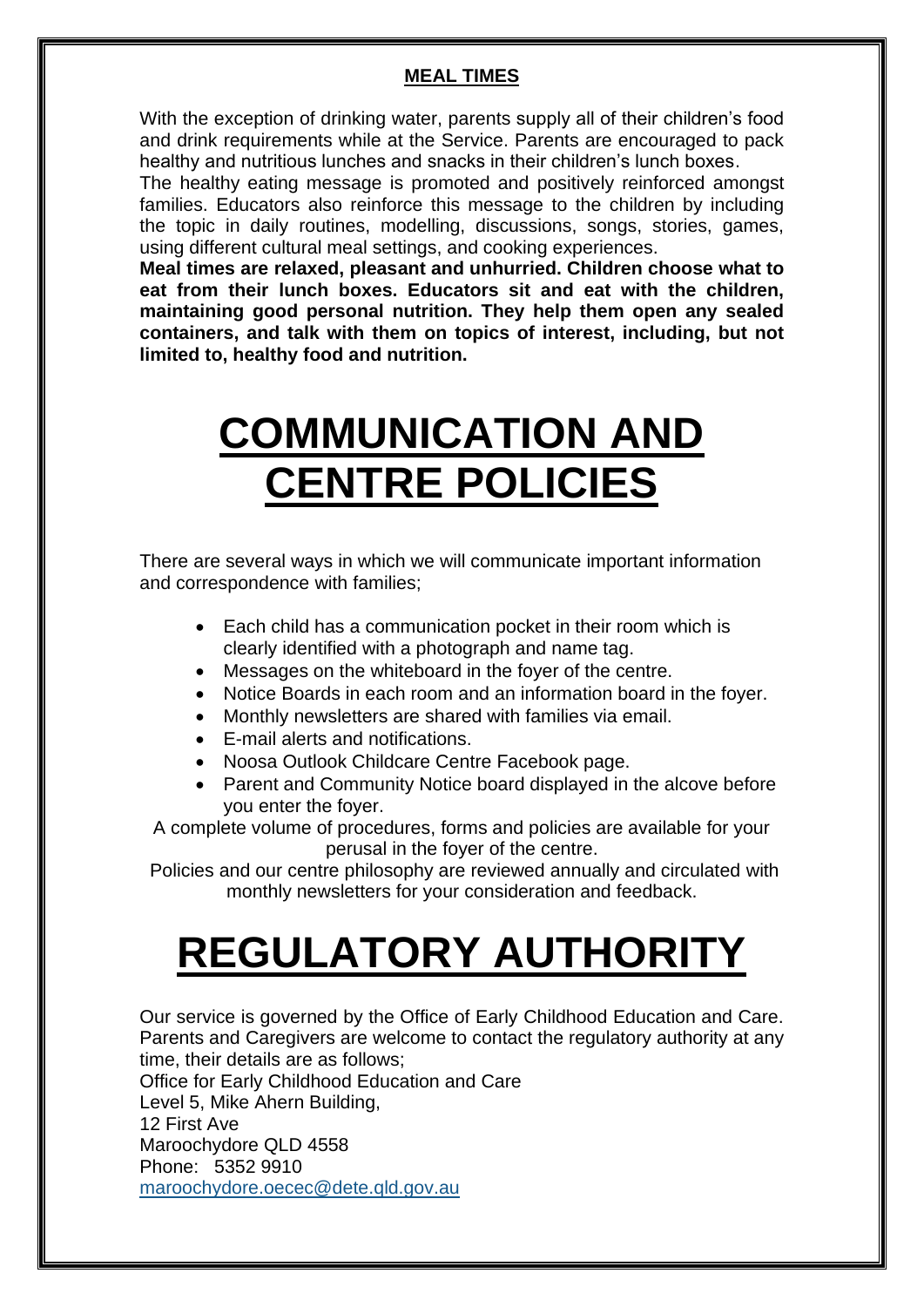## MEAL TIMES

With the exception of drinking water, parents supply all of their children's food and drink requirements while at the Service. Parents are encouraged to pack healthy and nutritious lunches and snacks in their children's lunch boxes.

The healthy eating message is promoted and positively reinforced amongst families. Educators also reinforce this message to the children by including the topic in daily routines, modelling, discussions, songs, stories, games, using different cultural meal settings, and cooking experiences.

**Meal times are relaxed, pleasant and unhurried. Children choose what to eat from their lunch boxes. Educators sit and eat with the children, maintaining good personal nutrition. They help them open any sealed containers, and talk with them on topics of interest, including, but not limited to, healthy food and nutrition.**

# COMMUNICATION AND CENTRE POLICIES

There are several ways in which we will communicate important information and correspondence with families;

- Each child has a communication pocket in their room which is clearly identified with a photograph and name tag.
- Messages on the whiteboard in the foyer of the centre.
- Notice Boards in each room and an information board in the foyer.
- Monthly newsletters are shared with families via email.
- E-mail alerts and notifications.
- Noosa Outlook Childcare Centre Facebook page.
- Parent and Community Notice board displayed in the alcove before you enter the foyer.

A complete volume of procedures, forms and policies are available for your perusal in the foyer of the centre.

Policies and our centre philosophy are reviewed annually and circulated with monthly newsletters for your consideration and feedback.

# REGULATORY AUTHORITY

Our service is governed by the Office of Early Childhood Education and Care. Parents and Caregivers are welcome to contact the regulatory authority at any time, their details are as follows;

Office for Early Childhood Education and Care
Level 5, Mike Ahern Building,
12 First Ave
Maroochydore QLD 4558
Phone: 5352 9910
maroochydore.oecec@dete.qld.gov.au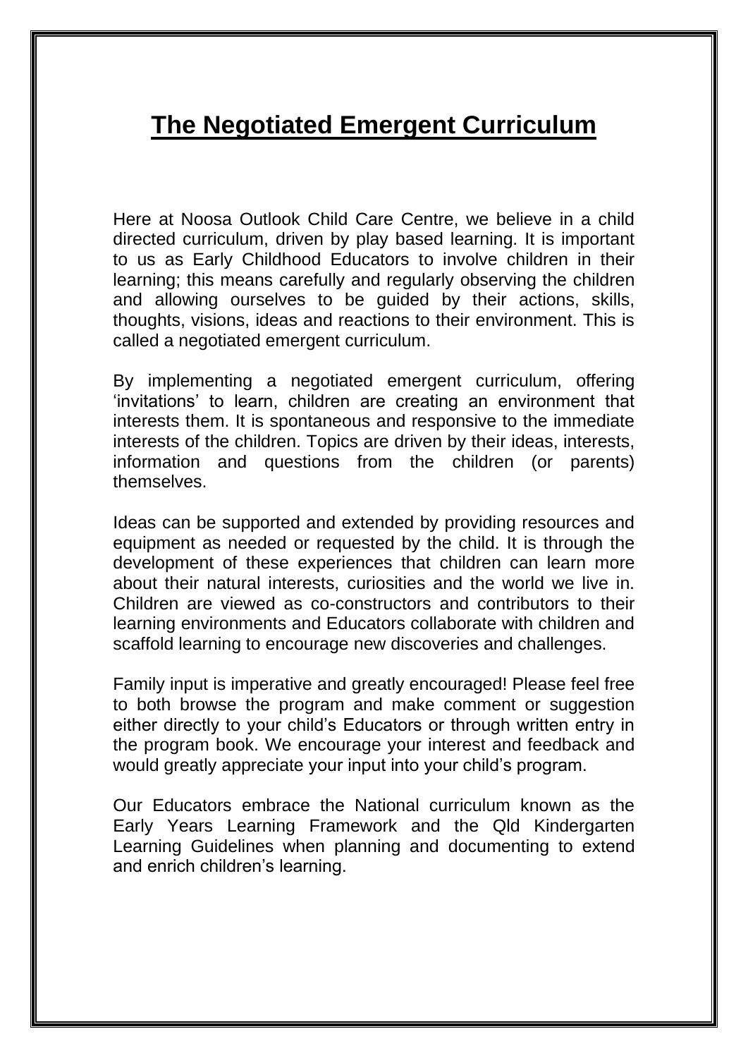# **The Negotiated Emergent Curriculum**

Here at Noosa Outlook Child Care Centre, we believe in a child directed curriculum, driven by play based learning. It is important to us as Early Childhood Educators to involve children in their learning; this means carefully and regularly observing the children and allowing ourselves to be guided by their actions, skills, thoughts, visions, ideas and reactions to their environment. This is called a negotiated emergent curriculum.

By implementing a negotiated emergent curriculum, offering 'invitations' to learn, children are creating an environment that interests them. It is spontaneous and responsive to the immediate interests of the children. Topics are driven by their ideas, interests, information and questions from the children (or parents) themselves.

Ideas can be supported and extended by providing resources and equipment as needed or requested by the child. It is through the development of these experiences that children can learn more about their natural interests, curiosities and the world we live in. Children are viewed as co-constructors and contributors to their learning environments and Educators collaborate with children and scaffold learning to encourage new discoveries and challenges.

Family input is imperative and greatly encouraged! Please feel free to both browse the program and make comment or suggestion either directly to your child's Educators or through written entry in the program book. We encourage your interest and feedback and would greatly appreciate your input into your child's program.

Our Educators embrace the National curriculum known as the Early Years Learning Framework and the Qld Kindergarten Learning Guidelines when planning and documenting to extend and enrich children's learning.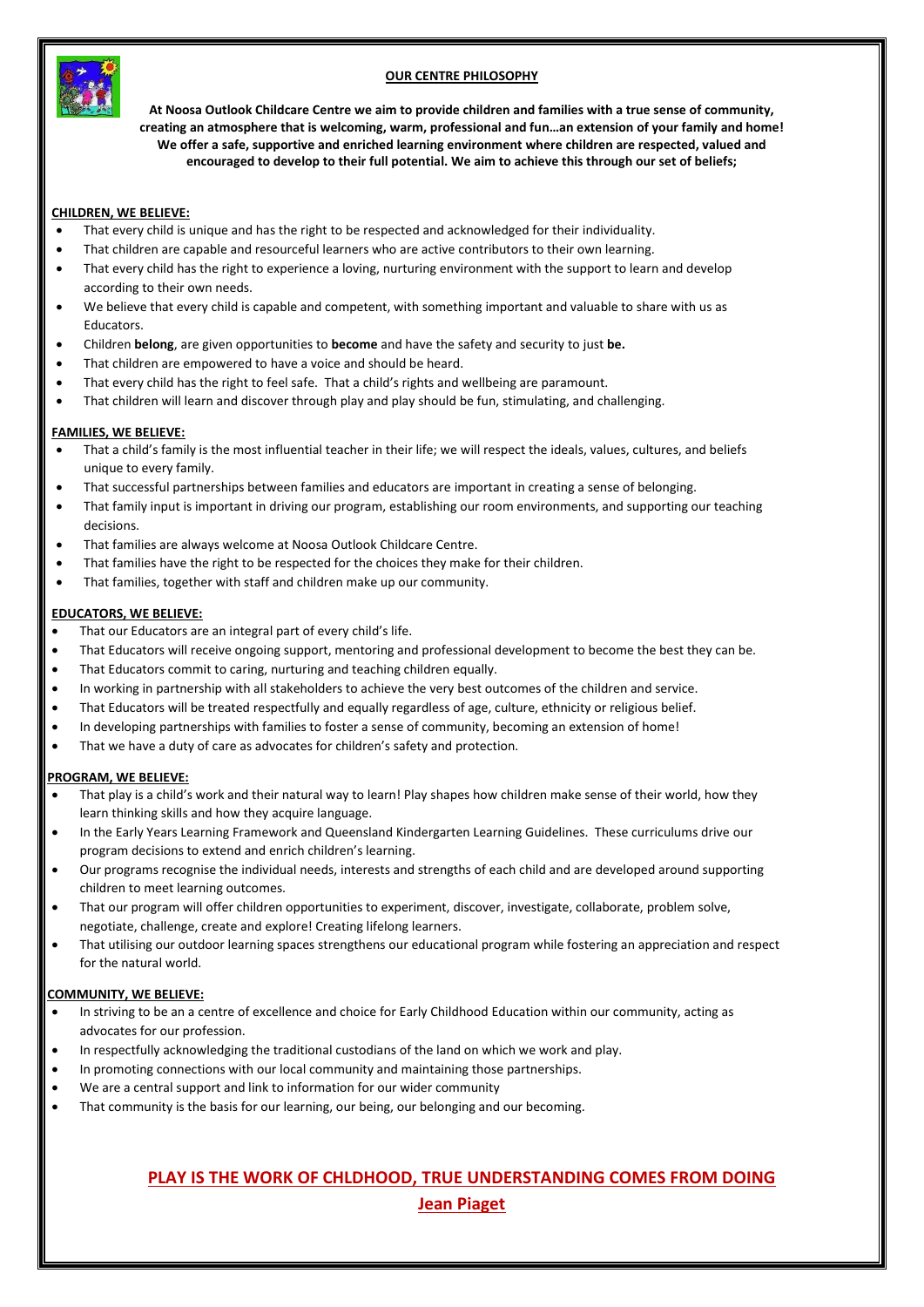## OUR CENTRE PHILOSOPHY

**At Noosa Outlook Childcare Centre we aim to provide children and families with a true sense of community, creating an atmosphere that is welcoming, warm, professional and fun…an extension of your family and home! We offer a safe, supportive and enriched learning environment where children are respected, valued and encouraged to develop to their full potential. We aim to achieve this through our set of beliefs;**

### CHILDREN, WE BELIEVE:

- That every child is unique and has the right to be respected and acknowledged for their individuality.
- That children are capable and resourceful learners who are active contributors to their own learning.
- That every child has the right to experience a loving, nurturing environment with the support to learn and develop according to their own needs.
- We believe that every child is capable and competent, with something important and valuable to share with us as Educators.
- Children **belong**, are given opportunities to **become** and have the safety and security to just **be.**
- That children are empowered to have a voice and should be heard.
- That every child has the right to feel safe. That a child's rights and wellbeing are paramount.
- That children will learn and discover through play and play should be fun, stimulating, and challenging.

### FAMILIES, WE BELIEVE:

- That a child's family is the most influential teacher in their life; we will respect the ideals, values, cultures, and beliefs unique to every family.
- That successful partnerships between families and educators are important in creating a sense of belonging.
- That family input is important in driving our program, establishing our room environments, and supporting our teaching decisions.
- That families are always welcome at Noosa Outlook Childcare Centre.
- That families have the right to be respected for the choices they make for their children.
- That families, together with staff and children make up our community.

### EDUCATORS, WE BELIEVE:

- That our Educators are an integral part of every child's life.
- That Educators will receive ongoing support, mentoring and professional development to become the best they can be.
- That Educators commit to caring, nurturing and teaching children equally.
- In working in partnership with all stakeholders to achieve the very best outcomes of the children and service.
- That Educators will be treated respectfully and equally regardless of age, culture, ethnicity or religious belief.
- In developing partnerships with families to foster a sense of community, becoming an extension of home!
- That we have a duty of care as advocates for children's safety and protection.

### PROGRAM, WE BELIEVE:

- That play is a child's work and their natural way to learn! Play shapes how children make sense of their world, how they learn thinking skills and how they acquire language.
- In the Early Years Learning Framework and Queensland Kindergarten Learning Guidelines. These curriculums drive our program decisions to extend and enrich children's learning.
- Our programs recognise the individual needs, interests and strengths of each child and are developed around supporting children to meet learning outcomes.
- That our program will offer children opportunities to experiment, discover, investigate, collaborate, problem solve, negotiate, challenge, create and explore! Creating lifelong learners.
- That utilising our outdoor learning spaces strengthens our educational program while fostering an appreciation and respect for the natural world.

### COMMUNITY, WE BELIEVE:

- In striving to be an a centre of excellence and choice for Early Childhood Education within our community, acting as advocates for our profession.
- In respectfully acknowledging the traditional custodians of the land on which we work and play.
- In promoting connections with our local community and maintaining those partnerships.
- We are a central support and link to information for our wider community
- That community is the basis for our learning, our being, our belonging and our becoming.

**PLAY IS THE WORK OF CHLDHOOD, TRUE UNDERSTANDING COMES FROM DOING**

**Jean Piaget**